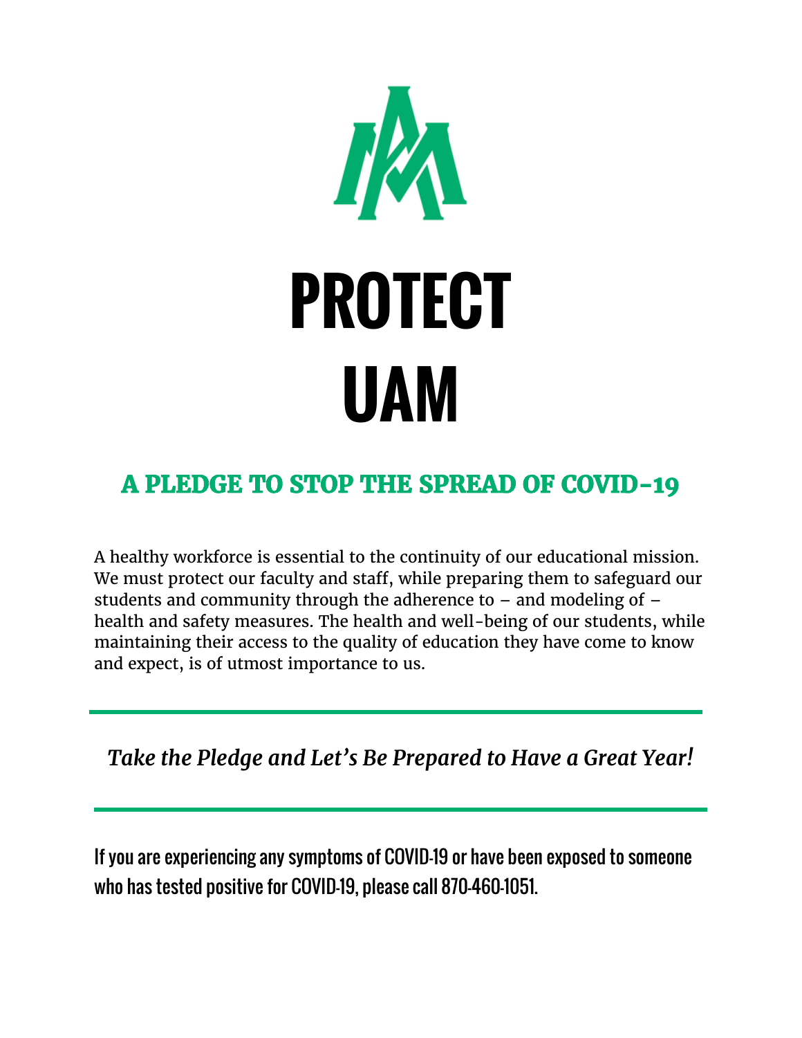# PROTECT UAM

## A PLEDGE TO STOP THE SPREAD OF COVID-19

A healthy workforce is essential to the continuity of our educational mission. We must protect our faculty and staff, while preparing them to safeguard our students and community through the adherence to – and modeling of – health and safety measures. The health and well-being of our students, while maintaining their access to the quality of education they have come to know and expect, is of utmost importance to us.

---

*Take the Pledge and Let's Be Prepared to Have a Great Year!*

---

If you are experiencing any symptoms of COVID-19 or have been exposed to someone who has tested positive for COVID-19, please call 870-460-1051.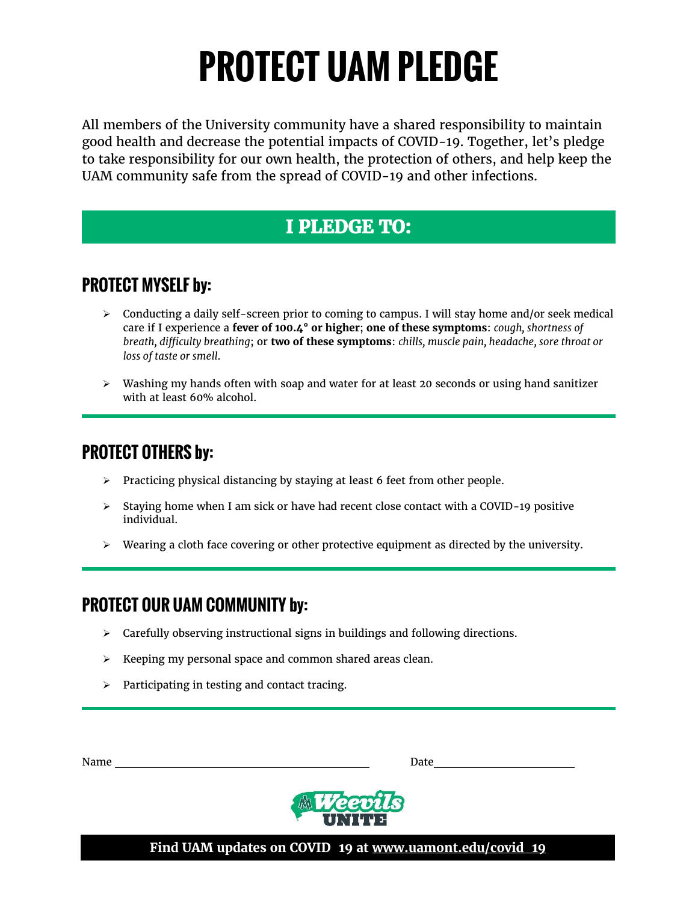# PROTECT UAM PLEDGE

All members of the University community have a shared responsibility to maintain good health and decrease the potential impacts of COVID-19. Together, let's pledge to take responsibility for our own health, the protection of others, and help keep the UAM community safe from the spread of COVID-19 and other infections.

## I PLEDGE TO:

### PROTECT MYSELF by:

- Conducting a daily self-screen prior to coming to campus. I will stay home and/or seek medical care if I experience a **fever of 100.4° or higher**; **one of these symptoms**: *cough, shortness of breath, difficulty breathing*; or **two of these symptoms**: *chills, muscle pain, headache, sore throat or loss of taste or smell.*
- Washing my hands often with soap and water for at least 20 seconds or using hand sanitizer with at least 60% alcohol.

### PROTECT OTHERS by:

- Practicing physical distancing by staying at least 6 feet from other people.
- Staying home when I am sick or have had recent close contact with a COVID-19 positive individual.
- Wearing a cloth face covering or other protective equipment as directed by the university.

### PROTECT OUR UAM COMMUNITY by:

- Carefully observing instructional signs in buildings and following directions.
- Keeping my personal space and common shared areas clean.
- Participating in testing and contact tracing.

Name ____________________________________ Date ____________________

Weevils UNITE

**Find UAM updates on COVID 19 at www.uamont.edu/covid_19**